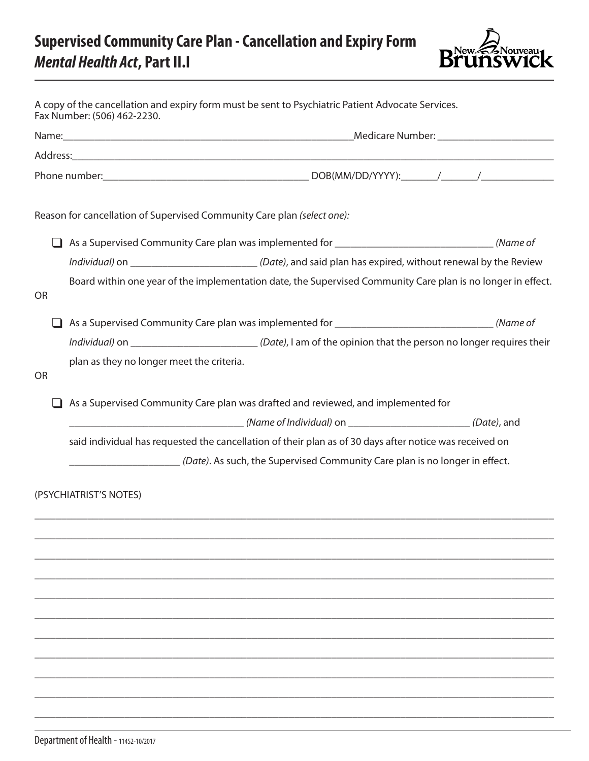# Supervised Community Care Plan - Cancellation and Expiry Form
## *Mental Health Act*, Part II.I

A copy of the cancellation and expiry form must be sent to Psychiatric Patient Advocate Services.
Fax Number: (506) 462-2230.

Name:_______________________________________________Medicare Number: ____________________

Address:_____________________________________________________________________________

Phone number:___________________________________ DOB(MM/DD/YYYY):_______/_______/_____________

Reason for cancellation of Supervised Community Care plan *(select one):*

- ☐ As a Supervised Community Care plan was implemented for ____________________________ *(Name of Individual)* on ______________________ *(Date)*, and said plan has expired, without renewal by the Review Board within one year of the implementation date, the Supervised Community Care plan is no longer in effect.

OR

- ☐ As a Supervised Community Care plan was implemented for ____________________________ *(Name of Individual)* on ______________________ *(Date)*, I am of the opinion that the person no longer requires their plan as they no longer meet the criteria.

OR

- ☐ As a Supervised Community Care plan was drafted and reviewed, and implemented for ______________________________ *(Name of Individual)* on ______________________ *(Date)*, and said individual has requested the cancellation of their plan as of 30 days after notice was received on ___________________ *(Date)*. As such, the Supervised Community Care plan is no longer in effect.

(PSYCHIATRIST'S NOTES)

_____________________________________________________________________________________________

_____________________________________________________________________________________________

_____________________________________________________________________________________________

_____________________________________________________________________________________________

_____________________________________________________________________________________________

_____________________________________________________________________________________________

_____________________________________________________________________________________________

_____________________________________________________________________________________________

_____________________________________________________________________________________________

_____________________________________________________________________________________________

_____________________________________________________________________________________________

Department of Health - 11452-10/2017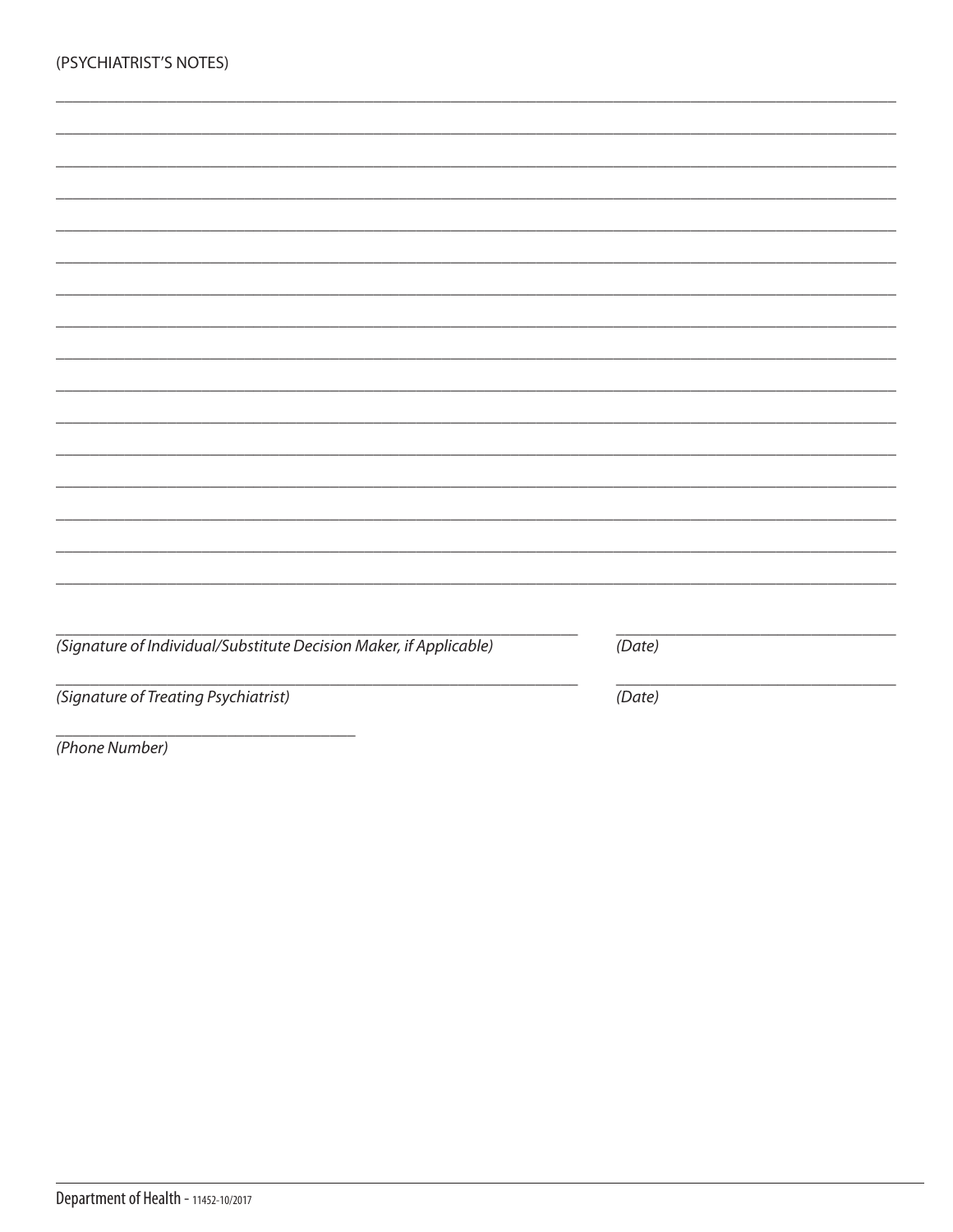(PSYCHIATRIST'S NOTES)

______________________________________________________________________________________

______________________________________________________________________________________

______________________________________________________________________________________

______________________________________________________________________________________

______________________________________________________________________________________

______________________________________________________________________________________

______________________________________________________________________________________

______________________________________________________________________________________

______________________________________________________________________________________

______________________________________________________________________________________

______________________________________________________________________________________

______________________________________________________________________________________

______________________________________________________________________________________

______________________________________________________________________________________

______________________________________________________________________________________

______________________________________________________________________________________

_____________________________________________________ _______________________

*(Signature of Individual/Substitute Decision Maker, if Applicable)* *(Date)*

_____________________________________________________ _______________________

*(Signature of Treating Psychiatrist)* *(Date)*

______________________________

*(Phone Number)*

Department of Health - 11452-10/2017